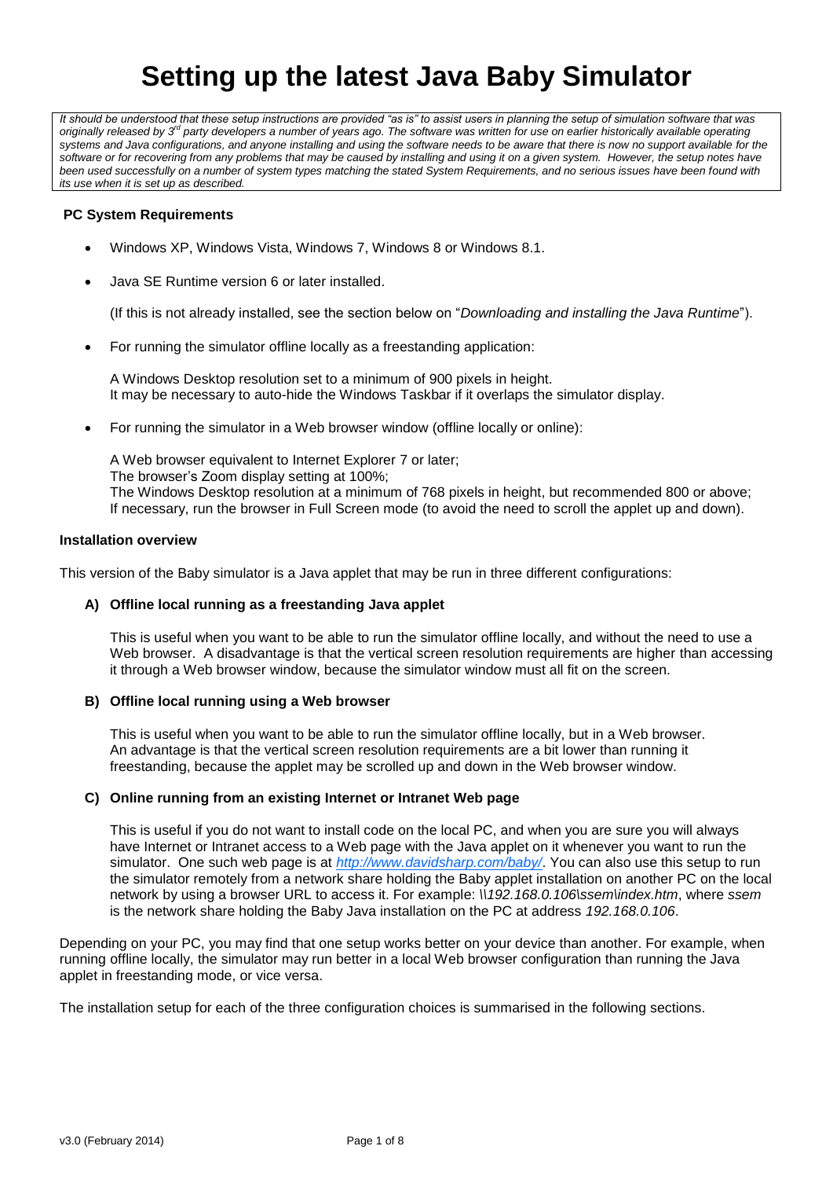# Setting up the latest Java Baby Simulator

*It should be understood that these setup instructions are provided "as is" to assist users in planning the setup of simulation software that was originally released by 3rd party developers a number of years ago. The software was written for use on earlier historically available operating systems and Java configurations, and anyone installing and using the software needs to be aware that there is now no support available for the software or for recovering from any problems that may be caused by installing and using it on a given system. However, the setup notes have been used successfully on a number of system types matching the stated System Requirements, and no serious issues have been found with its use when it is set up as described.*

**PC System Requirements**

- Windows XP, Windows Vista, Windows 7, Windows 8 or Windows 8.1.
- Java SE Runtime version 6 or later installed.

  (If this is not already installed, see the section below on "*Downloading and installing the Java Runtime*").

- For running the simulator offline locally as a freestanding application:

  A Windows Desktop resolution set to a minimum of 900 pixels in height.
  It may be necessary to auto-hide the Windows Taskbar if it overlaps the simulator display.

- For running the simulator in a Web browser window (offline locally or online):

  A Web browser equivalent to Internet Explorer 7 or later;
  The browser's Zoom display setting at 100%;
  The Windows Desktop resolution at a minimum of 768 pixels in height, but recommended 800 or above;
  If necessary, run the browser in Full Screen mode (to avoid the need to scroll the applet up and down).

**Installation overview**

This version of the Baby simulator is a Java applet that may be run in three different configurations:

**A) Offline local running as a freestanding Java applet**

This is useful when you want to be able to run the simulator offline locally, and without the need to use a Web browser. A disadvantage is that the vertical screen resolution requirements are higher than accessing it through a Web browser window, because the simulator window must all fit on the screen.

**B) Offline local running using a Web browser**

This is useful when you want to be able to run the simulator offline locally, but in a Web browser. An advantage is that the vertical screen resolution requirements are a bit lower than running it freestanding, because the applet may be scrolled up and down in the Web browser window.

**C) Online running from an existing Internet or Intranet Web page**

This is useful if you do not want to install code on the local PC, and when you are sure you will always have Internet or Intranet access to a Web page with the Java applet on it whenever you want to run the simulator. One such web page is at *http://www.davidsharp.com/baby/*. You can also use this setup to run the simulator remotely from a network share holding the Baby applet installation on another PC on the local network by using a browser URL to access it. For example: *\\192.168.0.106\ssem\index.htm*, where *ssem* is the network share holding the Baby Java installation on the PC at address *192.168.0.106*.

Depending on your PC, you may find that one setup works better on your device than another. For example, when running offline locally, the simulator may run better in a local Web browser configuration than running the Java applet in freestanding mode, or vice versa.

The installation setup for each of the three configuration choices is summarised in the following sections.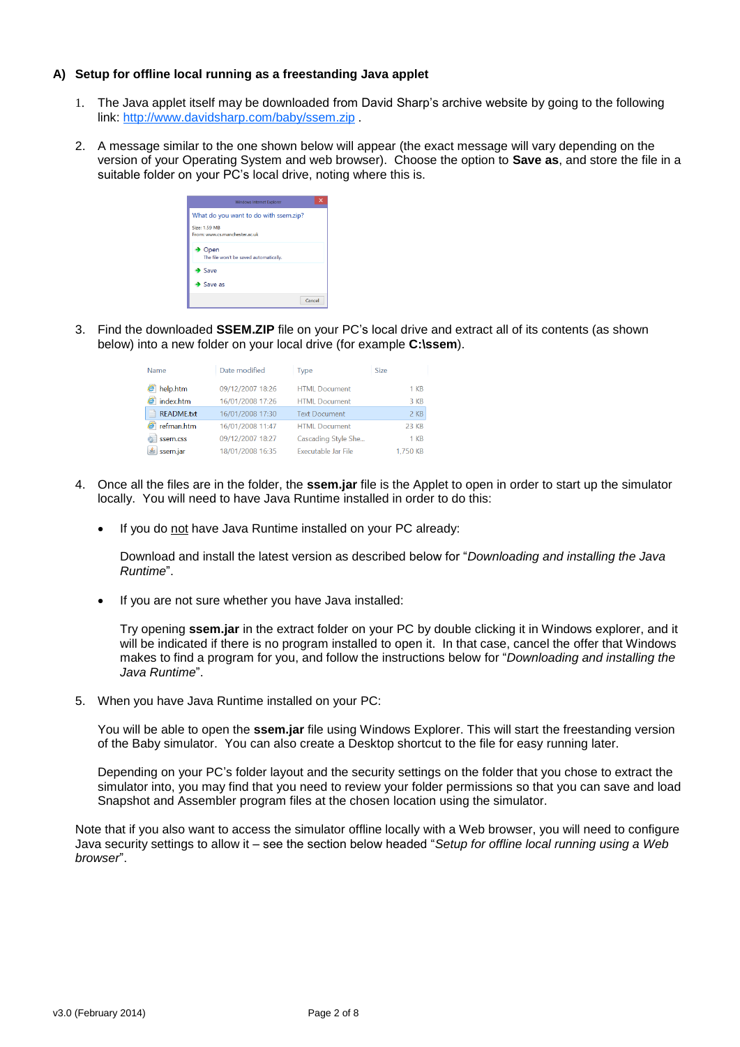## A) Setup for offline local running as a freestanding Java applet

1. The Java applet itself may be downloaded from David Sharp's archive website by going to the following link: http://www.davidsharp.com/baby/ssem.zip .

2. A message similar to the one shown below will appear (the exact message will vary depending on the version of your Operating System and web browser). Choose the option to **Save as**, and store the file in a suitable folder on your PC's local drive, noting where this is.

3. Find the downloaded **SSEM.ZIP** file on your PC's local drive and extract all of its contents (as shown below) into a new folder on your local drive (for example **C:\ssem**).

| Name | Date modified | Type | Size |
|---|---|---|---|
| help.htm | 09/12/2007 18:26 | HTML Document | 1 KB |
| index.htm | 16/01/2008 17:26 | HTML Document | 3 KB |
| README.txt | 16/01/2008 17:30 | Text Document | 2 KB |
| refman.htm | 16/01/2008 11:47 | HTML Document | 23 KB |
| ssem.css | 09/12/2007 18:27 | Cascading Style She... | 1 KB |
| ssem.jar | 18/01/2008 16:35 | Executable Jar File | 1,750 KB |

4. Once all the files are in the folder, the **ssem.jar** file is the Applet to open in order to start up the simulator locally. You will need to have Java Runtime installed in order to do this:

   - If you do not have Java Runtime installed on your PC already:

     Download and install the latest version as described below for "*Downloading and installing the Java Runtime*".

   - If you are not sure whether you have Java installed:

     Try opening **ssem.jar** in the extract folder on your PC by double clicking it in Windows explorer, and it will be indicated if there is no program installed to open it. In that case, cancel the offer that Windows makes to find a program for you, and follow the instructions below for "*Downloading and installing the Java Runtime*".

5. When you have Java Runtime installed on your PC:

   You will be able to open the **ssem.jar** file using Windows Explorer. This will start the freestanding version of the Baby simulator. You can also create a Desktop shortcut to the file for easy running later.

   Depending on your PC's folder layout and the security settings on the folder that you chose to extract the simulator into, you may find that you need to review your folder permissions so that you can save and load Snapshot and Assembler program files at the chosen location using the simulator.

Note that if you also want to access the simulator offline locally with a Web browser, you will need to configure Java security settings to allow it – see the section below headed "*Setup for offline local running using a Web browser*".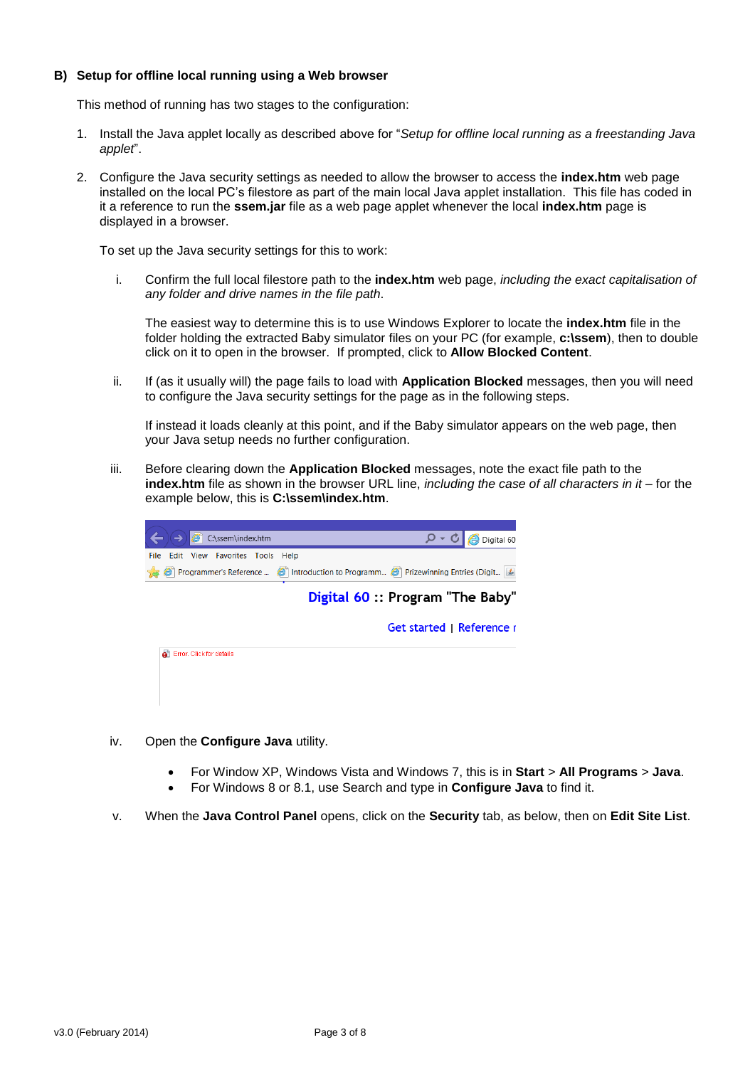### B) Setup for offline local running using a Web browser

This method of running has two stages to the configuration:

1. Install the Java applet locally as described above for "*Setup for offline local running as a freestanding Java applet*".

2. Configure the Java security settings as needed to allow the browser to access the **index.htm** web page installed on the local PC's filestore as part of the main local Java applet installation. This file has coded in it a reference to run the **ssem.jar** file as a web page applet whenever the local **index.htm** page is displayed in a browser.

   To set up the Java security settings for this to work:

   i. Confirm the full local filestore path to the **index.htm** web page, *including the exact capitalisation of any folder and drive names in the file path*.

      The easiest way to determine this is to use Windows Explorer to locate the **index.htm** file in the folder holding the extracted Baby simulator files on your PC (for example, **c:\ssem**), then to double click on it to open in the browser. If prompted, click to **Allow Blocked Content**.

   ii. If (as it usually will) the page fails to load with **Application Blocked** messages, then you will need to configure the Java security settings for the page as in the following steps.

      If instead it loads cleanly at this point, and if the Baby simulator appears on the web page, then your Java setup needs no further configuration.

   iii. Before clearing down the **Application Blocked** messages, note the exact file path to the **index.htm** file as shown in the browser URL line, *including the case of all characters in it* – for the example below, this is **C:\ssem\index.htm**.

   iv. Open the **Configure Java** utility.

      - For Window XP, Windows Vista and Windows 7, this is in **Start** > **All Programs** > **Java**.
      - For Windows 8 or 8.1, use Search and type in **Configure Java** to find it.

   v. When the **Java Control Panel** opens, click on the **Security** tab, as below, then on **Edit Site List**.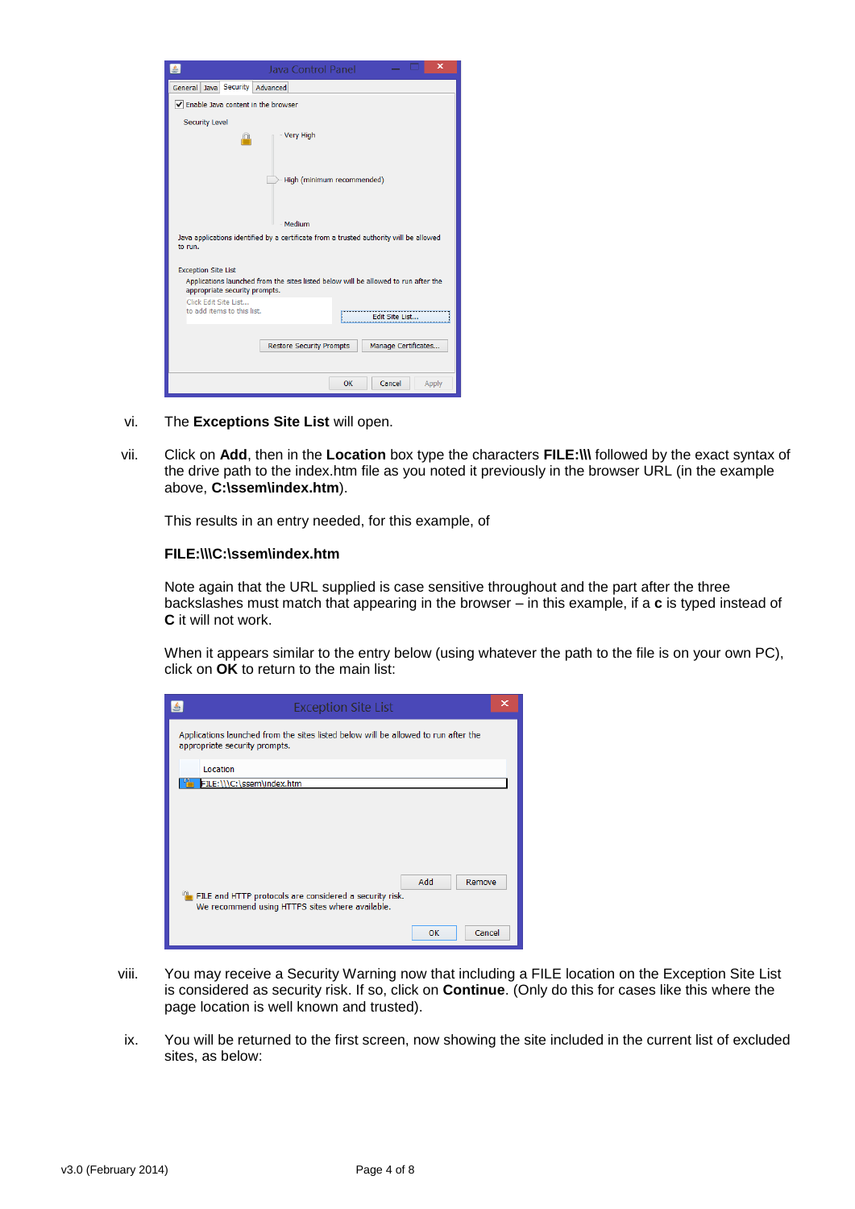vi. The **Exceptions Site List** will open.

vii. Click on **Add**, then in the **Location** box type the characters **FILE:\\\** followed by the exact syntax of the drive path to the index.htm file as you noted it previously in the browser URL (in the example above, **C:\ssem\index.htm**).

This results in an entry needed, for this example, of

**FILE:\\\C:\ssem\index.htm**

Note again that the URL supplied is case sensitive throughout and the part after the three backslashes must match that appearing in the browser – in this example, if a **c** is typed instead of **C** it will not work.

When it appears similar to the entry below (using whatever the path to the file is on your own PC), click on **OK** to return to the main list:

viii. You may receive a Security Warning now that including a FILE location on the Exception Site List is considered as security risk. If so, click on **Continue**. (Only do this for cases like this where the page location is well known and trusted).

ix. You will be returned to the first screen, now showing the site included in the current list of excluded sites, as below:

v3.0 (February 2014)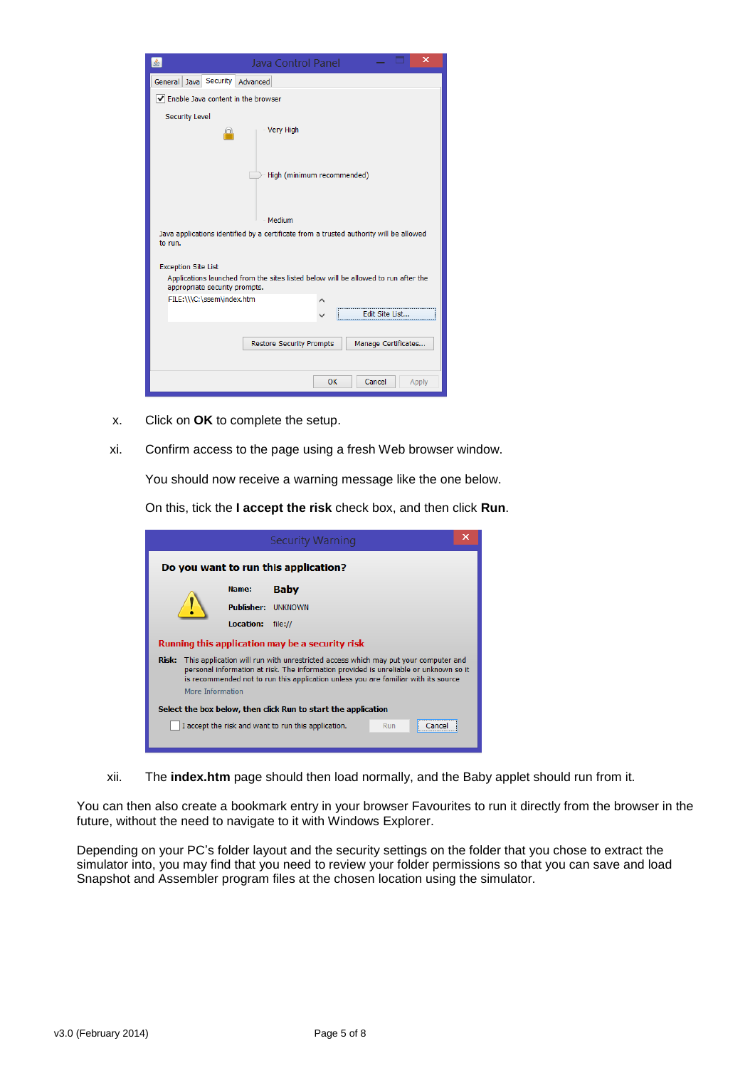x. Click on **OK** to complete the setup.

xi. Confirm access to the page using a fresh Web browser window.

   You should now receive a warning message like the one below.

   On this, tick the **I accept the risk** check box, and then click **Run**.

xii. The **index.htm** page should then load normally, and the Baby applet should run from it.

You can then also create a bookmark entry in your browser Favourites to run it directly from the browser in the future, without the need to navigate to it with Windows Explorer.

Depending on your PC's folder layout and the security settings on the folder that you chose to extract the simulator into, you may find that you need to review your folder permissions so that you can save and load Snapshot and Assembler program files at the chosen location using the simulator.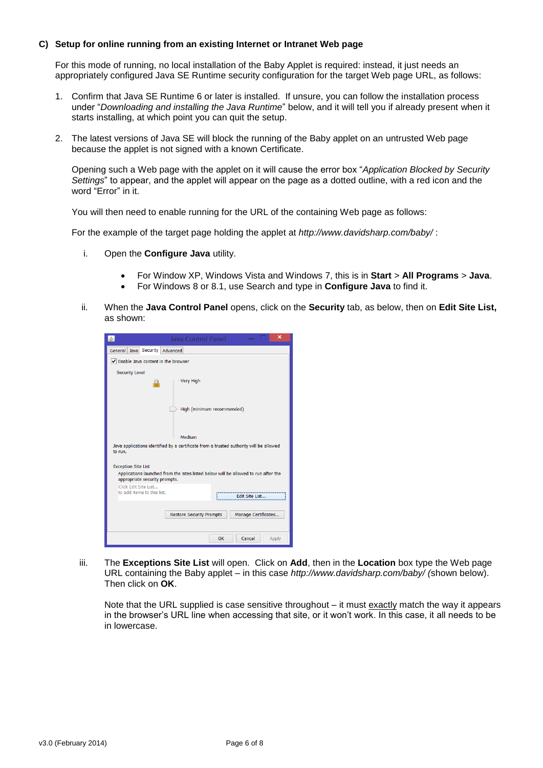### C) Setup for online running from an existing Internet or Intranet Web page

For this mode of running, no local installation of the Baby Applet is required: instead, it just needs an appropriately configured Java SE Runtime security configuration for the target Web page URL, as follows:

1. Confirm that Java SE Runtime 6 or later is installed. If unsure, you can follow the installation process under "*Downloading and installing the Java Runtime*" below, and it will tell you if already present when it starts installing, at which point you can quit the setup.

2. The latest versions of Java SE will block the running of the Baby applet on an untrusted Web page because the applet is not signed with a known Certificate.

   Opening such a Web page with the applet on it will cause the error box "*Application Blocked by Security Settings*" to appear, and the applet will appear on the page as a dotted outline, with a red icon and the word "Error" in it.

   You will then need to enable running for the URL of the containing Web page as follows:

   For the example of the target page holding the applet at *http://www.davidsharp.com/baby/* :

   i. Open the **Configure Java** utility.

      - For Window XP, Windows Vista and Windows 7, this is in **Start** > **All Programs** > **Java**.
      - For Windows 8 or 8.1, use Search and type in **Configure Java** to find it.

   ii. When the **Java Control Panel** opens, click on the **Security** tab, as below, then on **Edit Site List,** as shown:

   iii. The **Exceptions Site List** will open. Click on **Add**, then in the **Location** box type the Web page URL containing the Baby applet – in this case *http://www.davidsharp.com/baby/ (*shown below). Then click on **OK**.

      Note that the URL supplied is case sensitive throughout – it must exactly match the way it appears in the browser's URL line when accessing that site, or it won't work. In this case, it all needs to be in lowercase.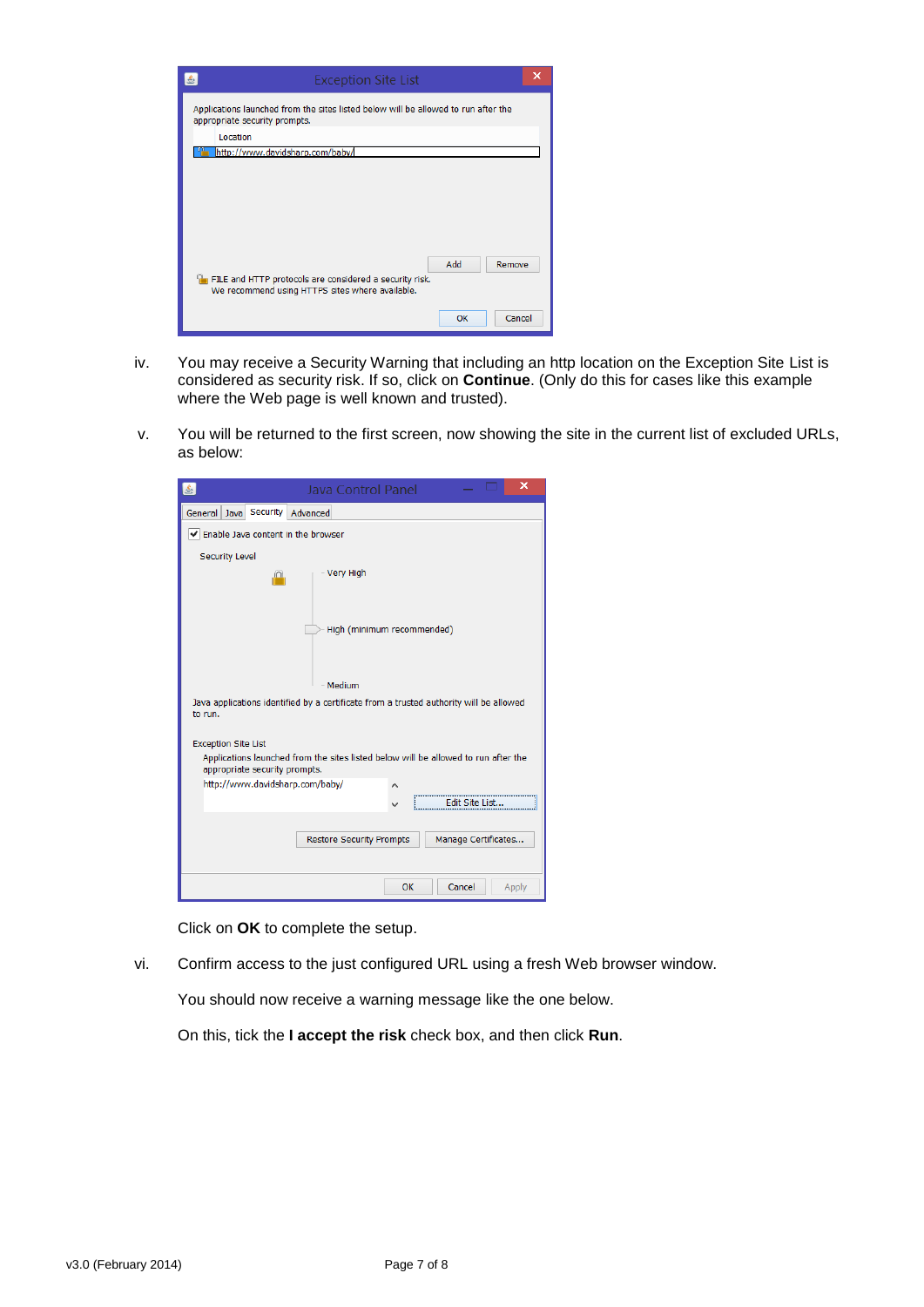iv. You may receive a Security Warning that including an http location on the Exception Site List is considered as security risk. If so, click on **Continue**. (Only do this for cases like this example where the Web page is well known and trusted).

v. You will be returned to the first screen, now showing the site in the current list of excluded URLs, as below:

Click on **OK** to complete the setup.

vi. Confirm access to the just configured URL using a fresh Web browser window.

You should now receive a warning message like the one below.

On this, tick the **I accept the risk** check box, and then click **Run**.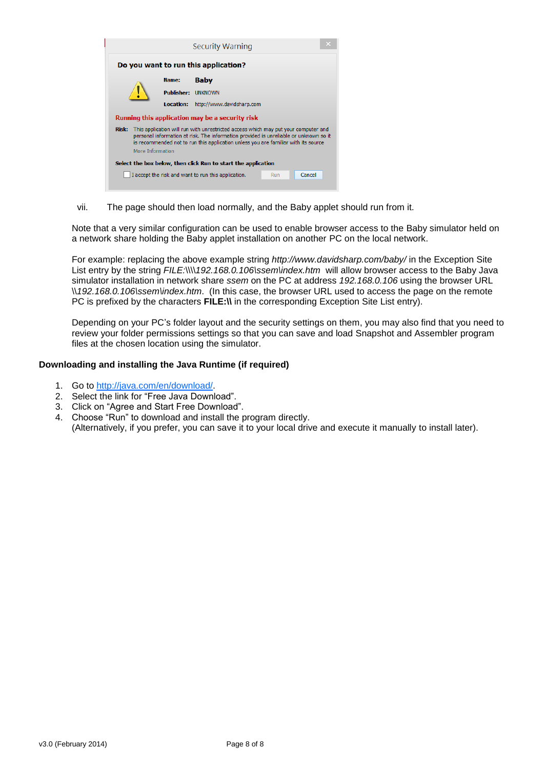vii. The page should then load normally, and the Baby applet should run from it.

Note that a very similar configuration can be used to enable browser access to the Baby simulator held on a network share holding the Baby applet installation on another PC on the local network.

For example: replacing the above example string *http://www.davidsharp.com/baby/* in the Exception Site List entry by the string *FILE:\\\\192.168.0.106\ssem\index.htm* will allow browser access to the Baby Java simulator installation in network share *ssem* on the PC at address *192.168.0.106* using the browser URL *\\192.168.0.106\ssem\index.htm*. (In this case, the browser URL used to access the page on the remote PC is prefixed by the characters **FILE:\\** in the corresponding Exception Site List entry).

Depending on your PC's folder layout and the security settings on them, you may also find that you need to review your folder permissions settings so that you can save and load Snapshot and Assembler program files at the chosen location using the simulator.

**Downloading and installing the Java Runtime (if required)**

1. Go to http://java.com/en/download/.
2. Select the link for "Free Java Download".
3. Click on "Agree and Start Free Download".
4. Choose "Run" to download and install the program directly.
   (Alternatively, if you prefer, you can save it to your local drive and execute it manually to install later).

v3.0 (February 2014)